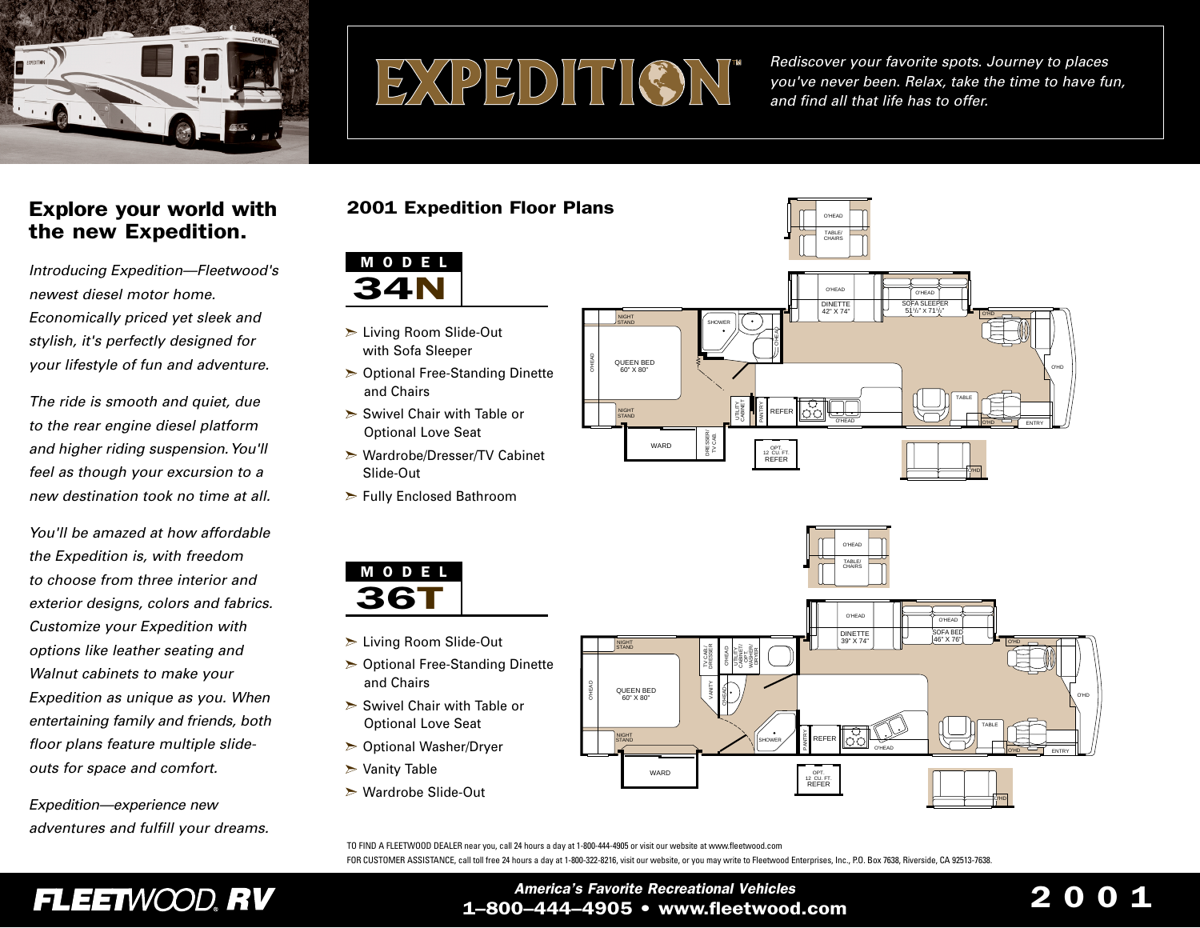# EXPEDITION™

*Rediscover your favorite spots. Journey to places you've never been. Relax, take the time to have fun, and find all that life has to offer.*

## Explore your world with the new Expedition.

*Introducing Expedition—Fleetwood's newest diesel motor home. Economically priced yet sleek and stylish, it's perfectly designed for your lifestyle of fun and adventure.*

*The ride is smooth and quiet, due to the rear engine diesel platform and higher riding suspension. You'll feel as though your excursion to a new destination took no time at all.*

*You'll be amazed at how affordable the Expedition is, with freedom to choose from three interior and exterior designs, colors and fabrics. Customize your Expedition with options like leather seating and Walnut cabinets to make your Expedition as unique as you. When entertaining family and friends, both floor plans feature multiple slide-outs for space and comfort.*

*Expedition—experience new adventures and fulfill your dreams.*

## 2001 Expedition Floor Plans

### MODEL 34N

- Living Room Slide-Out with Sofa Sleeper
- Optional Free-Standing Dinette and Chairs
- Swivel Chair with Table or Optional Love Seat
- Wardrobe/Dresser/TV Cabinet Slide-Out
- Fully Enclosed Bathroom

O'HEAD, TABLE/CHAIRS, O'HEAD, DINETTE 42" X 74", O'HEAD, SOFA SLEEPER 51½" X 71½", O'HD, NIGHT STAND, SHOWER, O'HEAD, O'HEAD, QUEEN BED 60" X 80", O'HD, TABLE, UTILITY CABINET, PANTRY, REFER, O'HEAD, O'HD, ENTRY, NIGHT STAND, WARD, DRESSER/TV CAB., OPT. 12 CU. FT. REFER, O'HD

### MODEL 36T

- Living Room Slide-Out
- Optional Free-Standing Dinette and Chairs
- Swivel Chair with Table or Optional Love Seat
- Optional Washer/Dryer
- Vanity Table
- Wardrobe Slide-Out

O'HEAD, TABLE/CHAIRS, O'HEAD, DINETTE 39" X 74", O'HEAD, SOFA BED 46" X 76", O'HD, NIGHT STAND, TV CAB./DRESSER, O'HEAD, UTILITY CABINET/OPT. WASHER/DRYER, O'HEAD, VANITY, O'HEAD, QUEEN BED 60" X 80", O'HD, TABLE, NIGHT STAND, SHOWER, PANTRY, REFER, O'HEAD, O'HD, ENTRY, WARD, OPT. 12 CU. FT. REFER, O'HD

TO FIND A FLEETWOOD DEALER near you, call 24 hours a day at 1-800-444-4905 or visit our website at www.fleetwood.com

FOR CUSTOMER ASSISTANCE, call toll free 24 hours a day at 1-800-322-8216, visit our website, or you may write to Fleetwood Enterprises, Inc., P.O. Box 7638, Riverside, CA 92513-7638.

**FLEETWOOD® RV**

***America's Favorite Recreational Vehicles***

**1–800–444–4905 • www.fleetwood.com**

**2001**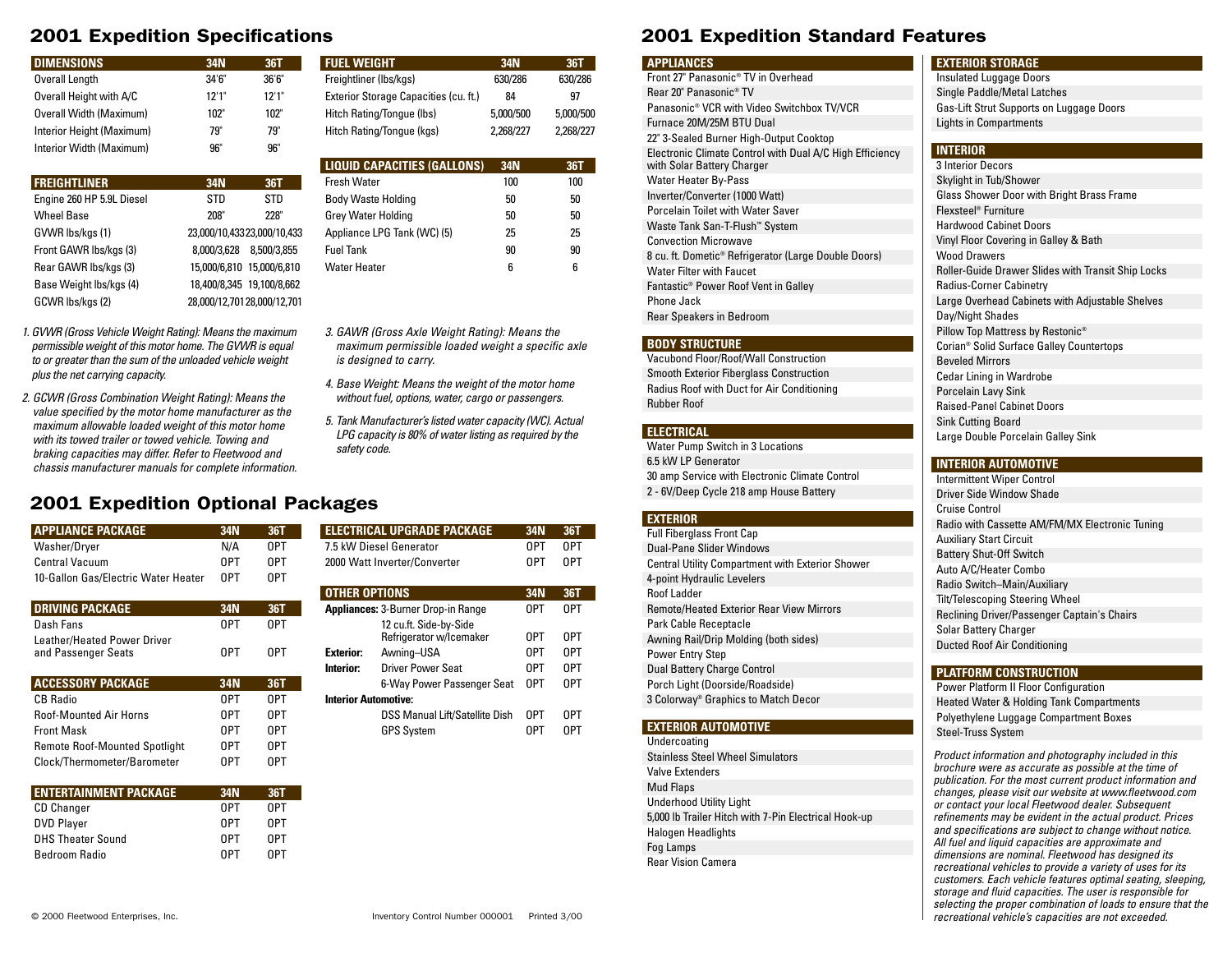## 2001 Expedition Specifications

| DIMENSIONS | 34N | 36T |
|---|---|---|
| Overall Length | 34'6" | 36'6" |
| Overall Height with A/C | 12'1" | 12'1" |
| Overall Width (Maximum) | 102" | 102" |
| Interior Height (Maximum) | 79" | 79" |
| Interior Width (Maximum) | 96" | 96" |

| FREIGHTLINER | 34N | 36T |
|---|---|---|
| Engine 260 HP 5.9L Diesel | STD | STD |
| Wheel Base | 208" | 228" |
| GVWR lbs/kgs (1) | 23,000/10,433 | 23,000/10,433 |
| Front GAWR lbs/kgs (3) | 8,000/3,628 | 8,500/3,855 |
| Rear GAWR lbs/kgs (3) | 15,000/6,810 | 15,000/6,810 |
| Base Weight lbs/kgs (4) | 18,400/8,345 | 19,100/8,662 |
| GCWR lbs/kgs (2) | 28,000/12,701 | 28,000/12,701 |

| FUEL WEIGHT | 34N | 36T |
|---|---|---|
| Freightliner (lbs/kgs) | 630/286 | 630/286 |
| Exterior Storage Capacities (cu. ft.) | 84 | 97 |
| Hitch Rating/Tongue (lbs) | 5,000/500 | 5,000/500 |
| Hitch Rating/Tongue (kgs) | 2,268/227 | 2,268/227 |

| LIQUID CAPACITIES (GALLONS) | 34N | 36T |
|---|---|---|
| Fresh Water | 100 | 100 |
| Body Waste Holding | 50 | 50 |
| Grey Water Holding | 50 | 50 |
| Appliance LPG Tank (WC) (5) | 25 | 25 |
| Fuel Tank | 90 | 90 |
| Water Heater | 6 | 6 |

*1. GVWR (Gross Vehicle Weight Rating): Means the maximum permissible weight of this motor home. The GVWR is equal to or greater than the sum of the unloaded vehicle weight plus the net carrying capacity.*

*2. GCWR (Gross Combination Weight Rating): Means the value specified by the motor home manufacturer as the maximum allowable loaded weight of this motor home with its towed trailer or towed vehicle. Towing and braking capacities may differ. Refer to Fleetwood and chassis manufacturer manuals for complete information.*

*3. GAWR (Gross Axle Weight Rating): Means the maximum permissible loaded weight a specific axle is designed to carry.*

*4. Base Weight: Means the weight of the motor home without fuel, options, water, cargo or passengers.*

*5. Tank Manufacturer's listed water capacity (WC). Actual LPG capacity is 80% of water listing as required by the safety code.*

## 2001 Expedition Optional Packages

| APPLIANCE PACKAGE | 34N | 36T |
|---|---|---|
| Washer/Dryer | N/A | OPT |
| Central Vacuum | OPT | OPT |
| 10-Gallon Gas/Electric Water Heater | OPT | OPT |

| DRIVING PACKAGE | 34N | 36T |
|---|---|---|
| Dash Fans | OPT | OPT |
| Leather/Heated Power Driver and Passenger Seats | OPT | OPT |

| ACCESSORY PACKAGE | 34N | 36T |
|---|---|---|
| CB Radio | OPT | OPT |
| Roof-Mounted Air Horns | OPT | OPT |
| Front Mask | OPT | OPT |
| Remote Roof-Mounted Spotlight | OPT | OPT |
| Clock/Thermometer/Barometer | OPT | OPT |

| ENTERTAINMENT PACKAGE | 34N | 36T |
|---|---|---|
| CD Changer | OPT | OPT |
| DVD Player | OPT | OPT |
| DHS Theater Sound | OPT | OPT |
| Bedroom Radio | OPT | OPT |

| ELECTRICAL UPGRADE PACKAGE | 34N | 36T |
|---|---|---|
| 7.5 kW Diesel Generator | OPT | OPT |
| 2000 Watt Inverter/Converter | OPT | OPT |

| OTHER OPTIONS | | 34N | 36T |
|---|---|---|---|
| **Appliances:** | 3-Burner Drop-in Range | OPT | OPT |
| | 12 cu.ft. Side-by-Side Refrigerator w/Icemaker | OPT | OPT |
| **Exterior:** | Awning–USA | OPT | OPT |
| **Interior:** | Driver Power Seat | OPT | OPT |
| | 6-Way Power Passenger Seat | OPT | OPT |
| **Interior Automotive:** | | | |
| | DSS Manual Lift/Satellite Dish | OPT | OPT |
| | GPS System | OPT | OPT |

© 2000 Fleetwood Enterprises, Inc.

Inventory Control Number 000001 Printed 3/00

## 2001 Expedition Standard Features

### APPLIANCES
- Front 27" Panasonic® TV in Overhead
- Rear 20" Panasonic® TV
- Panasonic® VCR with Video Switchbox TV/VCR
- Furnace 20M/25M BTU Dual
- 22" 3-Sealed Burner High-Output Cooktop
- Electronic Climate Control with Dual A/C High Efficiency with Solar Battery Charger
- Water Heater By-Pass
- Inverter/Converter (1000 Watt)
- Porcelain Toilet with Water Saver
- Waste Tank San-T-Flush™ System
- Convection Microwave
- 8 cu. ft. Dometic® Refrigerator (Large Double Doors)
- Water Filter with Faucet
- Fantastic® Power Roof Vent in Galley
- Phone Jack
- Rear Speakers in Bedroom

### BODY STRUCTURE
- Vacubond Floor/Roof/Wall Construction
- Smooth Exterior Fiberglass Construction
- Radius Roof with Duct for Air Conditioning
- Rubber Roof

### ELECTRICAL
- Water Pump Switch in 3 Locations
- 6.5 kW LP Generator
- 30 amp Service with Electronic Climate Control
- 2 - 6V/Deep Cycle 218 amp House Battery

### EXTERIOR
- Full Fiberglass Front Cap
- Dual-Pane Slider Windows
- Central Utility Compartment with Exterior Shower
- 4-point Hydraulic Levelers
- Roof Ladder
- Remote/Heated Exterior Rear View Mirrors
- Park Cable Receptacle
- Awning Rail/Drip Molding (both sides)
- Power Entry Step
- Dual Battery Charge Control
- Porch Light (Doorside/Roadside)
- 3 Colorway® Graphics to Match Decor

### EXTERIOR AUTOMOTIVE
- Undercoating
- Stainless Steel Wheel Simulators
- Valve Extenders
- Mud Flaps
- Underhood Utility Light
- 5,000 lb Trailer Hitch with 7-Pin Electrical Hook-up
- Halogen Headlights
- Fog Lamps
- Rear Vision Camera

### EXTERIOR STORAGE
- Insulated Luggage Doors
- Single Paddle/Metal Latches
- Gas-Lift Strut Supports on Luggage Doors
- Lights in Compartments

### INTERIOR
- 3 Interior Decors
- Skylight in Tub/Shower
- Glass Shower Door with Bright Brass Frame
- Flexsteel® Furniture
- Hardwood Cabinet Doors
- Vinyl Floor Covering in Galley & Bath
- Wood Drawers
- Roller-Guide Drawer Slides with Transit Ship Locks
- Radius-Corner Cabinetry
- Large Overhead Cabinets with Adjustable Shelves
- Day/Night Shades
- Pillow Top Mattress by Restonic®
- Corian® Solid Surface Galley Countertops
- Beveled Mirrors
- Cedar Lining in Wardrobe
- Porcelain Lavy Sink
- Raised-Panel Cabinet Doors
- Sink Cutting Board
- Large Double Porcelain Galley Sink

### INTERIOR AUTOMOTIVE
- Intermittent Wiper Control
- Driver Side Window Shade
- Cruise Control
- Radio with Cassette AM/FM/MX Electronic Tuning
- Auxiliary Start Circuit
- Battery Shut-Off Switch
- Auto A/C/Heater Combo
- Radio Switch–Main/Auxiliary
- Tilt/Telescoping Steering Wheel
- Reclining Driver/Passenger Captain's Chairs
- Solar Battery Charger
- Ducted Roof Air Conditioning

### PLATFORM CONSTRUCTION
- Power Platform II Floor Configuration
- Heated Water & Holding Tank Compartments
- Polyethylene Luggage Compartment Boxes
- Steel-Truss System

*Product information and photography included in this brochure were as accurate as possible at the time of publication. For the most current product information and changes, please visit our website at www.fleetwood.com or contact your local Fleetwood dealer. Subsequent refinements may be evident in the actual product. Prices and specifications are subject to change without notice. All fuel and liquid capacities are approximate and dimensions are nominal. Fleetwood has designed its recreational vehicles to provide a variety of uses for its customers. Each vehicle features optimal seating, sleeping, storage and fluid capacities. The user is responsible for selecting the proper combination of loads to ensure that the recreational vehicle's capacities are not exceeded.*